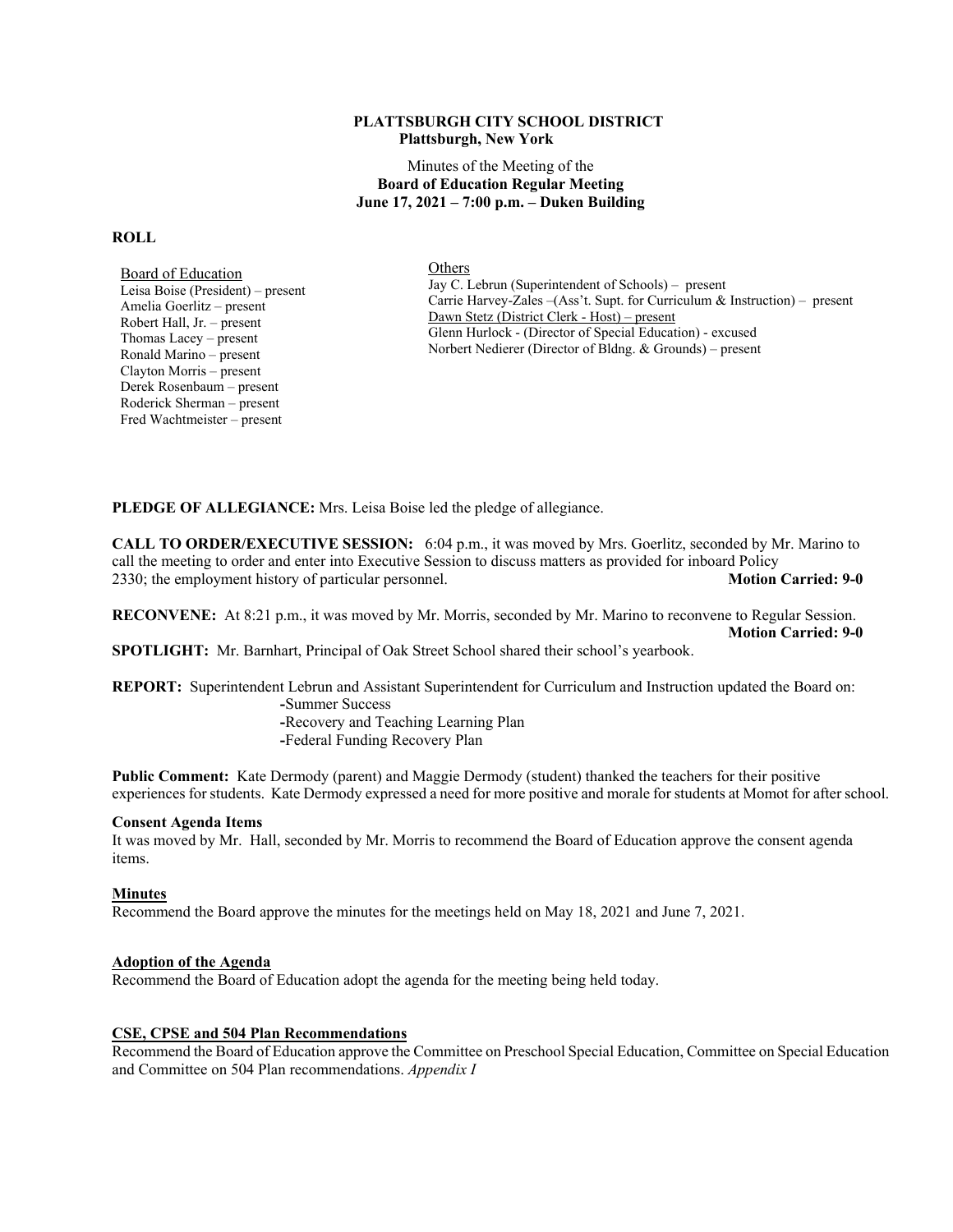**PLATTSBURGH CITY SCHOOL DISTRICT**
**Plattsburgh, New York**

Minutes of the Meeting of the
**Board of Education Regular Meeting**
**June 17, 2021 – 7:00 p.m. – Duken Building**

**ROLL**

Board of Education
Leisa Boise (President) – present
Amelia Goerlitz – present
Robert Hall, Jr. – present
Thomas Lacey – present
Ronald Marino – present
Clayton Morris – present
Derek Rosenbaum – present
Roderick Sherman – present
Fred Wachtmeister – present

Others
Jay C. Lebrun (Superintendent of Schools) – present
Carrie Harvey-Zales –(Ass't. Supt. for Curriculum & Instruction) – present
Dawn Stetz (District Clerk - Host) – present
Glenn Hurlock - (Director of Special Education) - excused
Norbert Nedierer (Director of Bldng. & Grounds) – present

**PLEDGE OF ALLEGIANCE:** Mrs. Leisa Boise led the pledge of allegiance.

**CALL TO ORDER/EXECUTIVE SESSION:** 6:04 p.m., it was moved by Mrs. Goerlitz, seconded by Mr. Marino to call the meeting to order and enter into Executive Session to discuss matters as provided for inboard Policy 2330; the employment history of particular personnel. **Motion Carried: 9-0**

**RECONVENE:** At 8:21 p.m., it was moved by Mr. Morris, seconded by Mr. Marino to reconvene to Regular Session. **Motion Carried: 9-0**

**SPOTLIGHT:** Mr. Barnhart, Principal of Oak Street School shared their school's yearbook.

**REPORT:** Superintendent Lebrun and Assistant Superintendent for Curriculum and Instruction updated the Board on:
- Summer Success
- Recovery and Teaching Learning Plan
- Federal Funding Recovery Plan

**Public Comment:** Kate Dermody (parent) and Maggie Dermody (student) thanked the teachers for their positive experiences for students. Kate Dermody expressed a need for more positive and morale for students at Momot for after school.

**Consent Agenda Items**

It was moved by Mr. Hall, seconded by Mr. Morris to recommend the Board of Education approve the consent agenda items.

**Minutes**

Recommend the Board approve the minutes for the meetings held on May 18, 2021 and June 7, 2021.

**Adoption of the Agenda**

Recommend the Board of Education adopt the agenda for the meeting being held today.

**CSE, CPSE and 504 Plan Recommendations**

Recommend the Board of Education approve the Committee on Preschool Special Education, Committee on Special Education and Committee on 504 Plan recommendations. *Appendix I*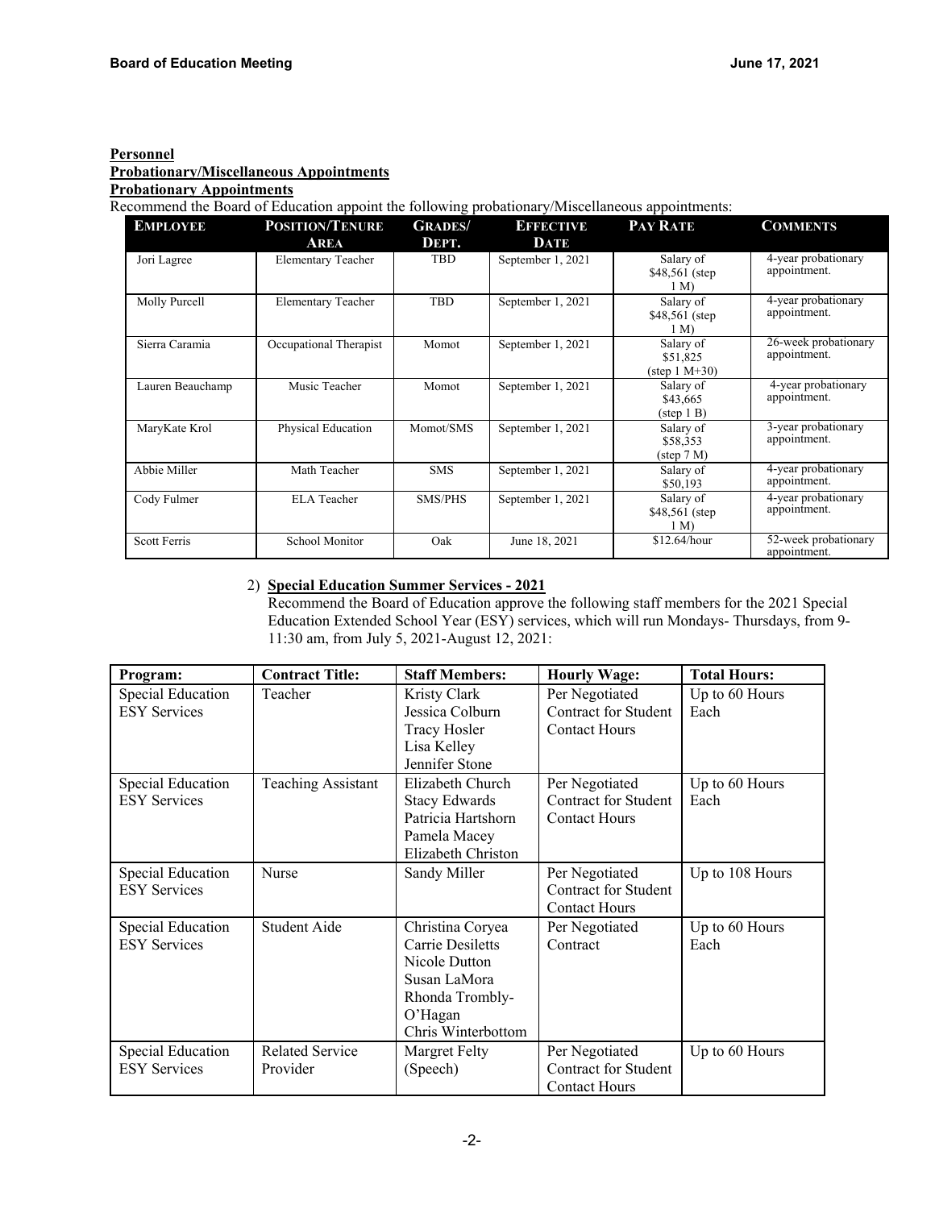**Personnel**

**Probationary/Miscellaneous Appointments**

**Probationary Appointments**

Recommend the Board of Education appoint the following probationary/Miscellaneous appointments:

| EMPLOYEE | POSITION/TENURE AREA | GRADES/ DEPT. | EFFECTIVE DATE | PAY RATE | COMMENTS |
|---|---|---|---|---|---|
| Jori Lagree | Elementary Teacher | TBD | September 1, 2021 | Salary of $48,561 (step 1 M) | 4-year probationary appointment. |
| Molly Purcell | Elementary Teacher | TBD | September 1, 2021 | Salary of $48,561 (step 1 M) | 4-year probationary appointment. |
| Sierra Caramia | Occupational Therapist | Momot | September 1, 2021 | Salary of $51,825 (step 1 M+30) | 26-week probationary appointment. |
| Lauren Beauchamp | Music Teacher | Momot | September 1, 2021 | Salary of $43,665 (step 1 B) | 4-year probationary appointment. |
| MaryKate Krol | Physical Education | Momot/SMS | September 1, 2021 | Salary of $58,353 (step 7 M) | 3-year probationary appointment. |
| Abbie Miller | Math Teacher | SMS | September 1, 2021 | Salary of $50,193 | 4-year probationary appointment. |
| Cody Fulmer | ELA Teacher | SMS/PHS | September 1, 2021 | Salary of $48,561 (step 1 M) | 4-year probationary appointment. |
| Scott Ferris | School Monitor | Oak | June 18, 2021 | $12.64/hour | 52-week probationary appointment. |

2) **Special Education Summer Services - 2021**

Recommend the Board of Education approve the following staff members for the 2021 Special Education Extended School Year (ESY) services, which will run Mondays- Thursdays, from 9-11:30 am, from July 5, 2021-August 12, 2021:

| Program: | Contract Title: | Staff Members: | Hourly Wage: | Total Hours: |
|---|---|---|---|---|
| Special Education ESY Services | Teacher | Kristy Clark<br>Jessica Colburn<br>Tracy Hosler<br>Lisa Kelley<br>Jennifer Stone | Per Negotiated Contract for Student Contact Hours | Up to 60 Hours Each |
| Special Education ESY Services | Teaching Assistant | Elizabeth Church<br>Stacy Edwards<br>Patricia Hartshorn<br>Pamela Macey<br>Elizabeth Christon | Per Negotiated Contract for Student Contact Hours | Up to 60 Hours Each |
| Special Education ESY Services | Nurse | Sandy Miller | Per Negotiated Contract for Student Contact Hours | Up to 108 Hours |
| Special Education ESY Services | Student Aide | Christina Coryea<br>Carrie Desiletts<br>Nicole Dutton<br>Susan LaMora<br>Rhonda Trombly-O'Hagan<br>Chris Winterbottom | Per Negotiated Contract | Up to 60 Hours Each |
| Special Education ESY Services | Related Service Provider | Margret Felty (Speech) | Per Negotiated Contract for Student Contact Hours | Up to 60 Hours |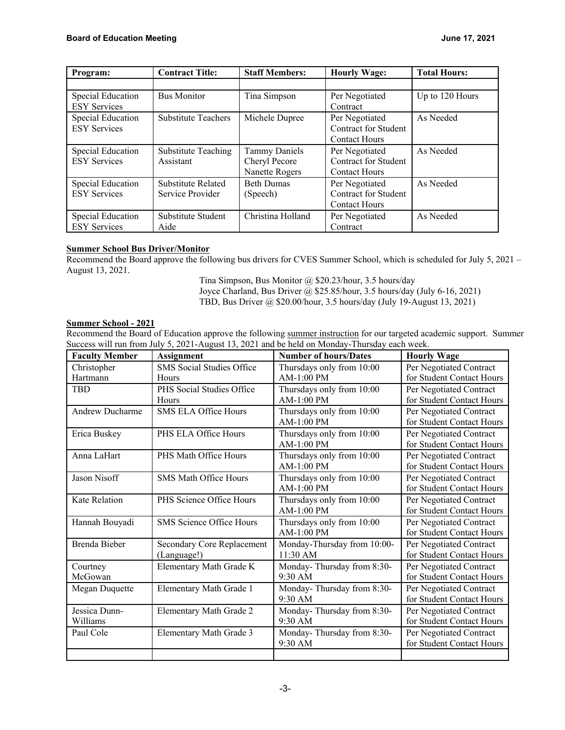| Program: | Contract Title: | Staff Members: | Hourly Wage: | Total Hours: |
|---|---|---|---|---|
| | | | | |
| Special Education ESY Services | Bus Monitor | Tina Simpson | Per Negotiated Contract | Up to 120 Hours |
| Special Education ESY Services | Substitute Teachers | Michele Dupree | Per Negotiated Contract for Student Contact Hours | As Needed |
| Special Education ESY Services | Substitute Teaching Assistant | Tammy Daniels<br>Cheryl Pecore<br>Nanette Rogers | Per Negotiated Contract for Student Contact Hours | As Needed |
| Special Education ESY Services | Substitute Related Service Provider | Beth Dumas (Speech) | Per Negotiated Contract for Student Contact Hours | As Needed |
| Special Education ESY Services | Substitute Student Aide | Christina Holland | Per Negotiated Contract | As Needed |

**Summer School Bus Driver/Monitor**

Recommend the Board approve the following bus drivers for CVES Summer School, which is scheduled for July 5, 2021 – August 13, 2021.

Tina Simpson, Bus Monitor @ $20.23/hour, 3.5 hours/day
Joyce Charland, Bus Driver @ $25.85/hour, 3.5 hours/day (July 6-16, 2021)
TBD, Bus Driver @ $20.00/hour, 3.5 hours/day (July 19-August 13, 2021)

**Summer School - 2021**

Recommend the Board of Education approve the following summer instruction for our targeted academic support. Summer Success will run from July 5, 2021-August 13, 2021 and be held on Monday-Thursday each week.

| Faculty Member | Assignment | Number of hours/Dates | Hourly Wage |
|---|---|---|---|
| Christopher Hartmann | SMS Social Studies Office Hours | Thursdays only from 10:00 AM-1:00 PM | Per Negotiated Contract for Student Contact Hours |
| TBD | PHS Social Studies Office Hours | Thursdays only from 10:00 AM-1:00 PM | Per Negotiated Contract for Student Contact Hours |
| Andrew Ducharme | SMS ELA Office Hours | Thursdays only from 10:00 AM-1:00 PM | Per Negotiated Contract for Student Contact Hours |
| Erica Buskey | PHS ELA Office Hours | Thursdays only from 10:00 AM-1:00 PM | Per Negotiated Contract for Student Contact Hours |
| Anna LaHart | PHS Math Office Hours | Thursdays only from 10:00 AM-1:00 PM | Per Negotiated Contract for Student Contact Hours |
| Jason Nisoff | SMS Math Office Hours | Thursdays only from 10:00 AM-1:00 PM | Per Negotiated Contract for Student Contact Hours |
| Kate Relation | PHS Science Office Hours | Thursdays only from 10:00 AM-1:00 PM | Per Negotiated Contract for Student Contact Hours |
| Hannah Bouyadi | SMS Science Office Hours | Thursdays only from 10:00 AM-1:00 PM | Per Negotiated Contract for Student Contact Hours |
| Brenda Bieber | Secondary Core Replacement (Language!) | Monday-Thursday from 10:00-11:30 AM | Per Negotiated Contract for Student Contact Hours |
| Courtney McGowan | Elementary Math Grade K | Monday- Thursday from 8:30-9:30 AM | Per Negotiated Contract for Student Contact Hours |
| Megan Duquette | Elementary Math Grade 1 | Monday- Thursday from 8:30-9:30 AM | Per Negotiated Contract for Student Contact Hours |
| Jessica Dunn-Williams | Elementary Math Grade 2 | Monday- Thursday from 8:30-9:30 AM | Per Negotiated Contract for Student Contact Hours |
| Paul Cole | Elementary Math Grade 3 | Monday- Thursday from 8:30-9:30 AM | Per Negotiated Contract for Student Contact Hours |
| | | | |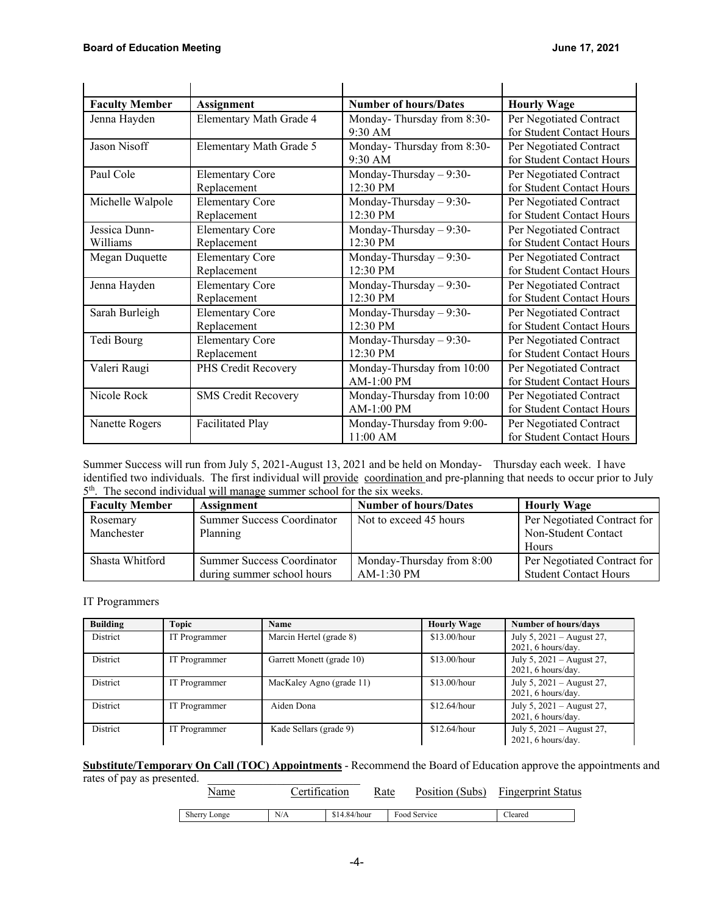| Faculty Member | Assignment | Number of hours/Dates | Hourly Wage |
|---|---|---|---|
| Jenna Hayden | Elementary Math Grade 4 | Monday- Thursday from 8:30-9:30 AM | Per Negotiated Contract for Student Contact Hours |
| Jason Nisoff | Elementary Math Grade 5 | Monday- Thursday from 8:30-9:30 AM | Per Negotiated Contract for Student Contact Hours |
| Paul Cole | Elementary Core Replacement | Monday-Thursday – 9:30-12:30 PM | Per Negotiated Contract for Student Contact Hours |
| Michelle Walpole | Elementary Core Replacement | Monday-Thursday – 9:30-12:30 PM | Per Negotiated Contract for Student Contact Hours |
| Jessica Dunn-Williams | Elementary Core Replacement | Monday-Thursday – 9:30-12:30 PM | Per Negotiated Contract for Student Contact Hours |
| Megan Duquette | Elementary Core Replacement | Monday-Thursday – 9:30-12:30 PM | Per Negotiated Contract for Student Contact Hours |
| Jenna Hayden | Elementary Core Replacement | Monday-Thursday – 9:30-12:30 PM | Per Negotiated Contract for Student Contact Hours |
| Sarah Burleigh | Elementary Core Replacement | Monday-Thursday – 9:30-12:30 PM | Per Negotiated Contract for Student Contact Hours |
| Tedi Bourg | Elementary Core Replacement | Monday-Thursday – 9:30-12:30 PM | Per Negotiated Contract for Student Contact Hours |
| Valeri Raugi | PHS Credit Recovery | Monday-Thursday from 10:00 AM-1:00 PM | Per Negotiated Contract for Student Contact Hours |
| Nicole Rock | SMS Credit Recovery | Monday-Thursday from 10:00 AM-1:00 PM | Per Negotiated Contract for Student Contact Hours |
| Nanette Rogers | Facilitated Play | Monday-Thursday from 9:00-11:00 AM | Per Negotiated Contract for Student Contact Hours |

Summer Success will run from July 5, 2021-August 13, 2021 and be held on Monday- Thursday each week. I have identified two individuals. The first individual will provide coordination and pre-planning that needs to occur prior to July 5th. The second individual will manage summer school for the six weeks.

| Faculty Member | Assignment | Number of hours/Dates | Hourly Wage |
|---|---|---|---|
| Rosemary Manchester | Summer Success Coordinator Planning | Not to exceed 45 hours | Per Negotiated Contract for Non-Student Contact Hours |
| Shasta Whitford | Summer Success Coordinator during summer school hours | Monday-Thursday from 8:00 AM-1:30 PM | Per Negotiated Contract for Student Contact Hours |

IT Programmers

| Building | Topic | Name | Hourly Wage | Number of hours/days |
|---|---|---|---|---|
| District | IT Programmer | Marcin Hertel (grade 8) | $13.00/hour | July 5, 2021 – August 27, 2021, 6 hours/day. |
| District | IT Programmer | Garrett Monett (grade 10) | $13.00/hour | July 5, 2021 – August 27, 2021, 6 hours/day. |
| District | IT Programmer | MacKaley Agno (grade 11) | $13.00/hour | July 5, 2021 – August 27, 2021, 6 hours/day. |
| District | IT Programmer | Aiden Dona | $12.64/hour | July 5, 2021 – August 27, 2021, 6 hours/day. |
| District | IT Programmer | Kade Sellars (grade 9) | $12.64/hour | July 5, 2021 – August 27, 2021, 6 hours/day. |

**Substitute/Temporary On Call (TOC) Appointments** - Recommend the Board of Education approve the appointments and rates of pay as presented.

| Name | Certification | Rate | Position (Subs) | Fingerprint Status |
|---|---|---|---|---|
| Sherry Longe | N/A | $14.84/hour | Food Service | Cleared |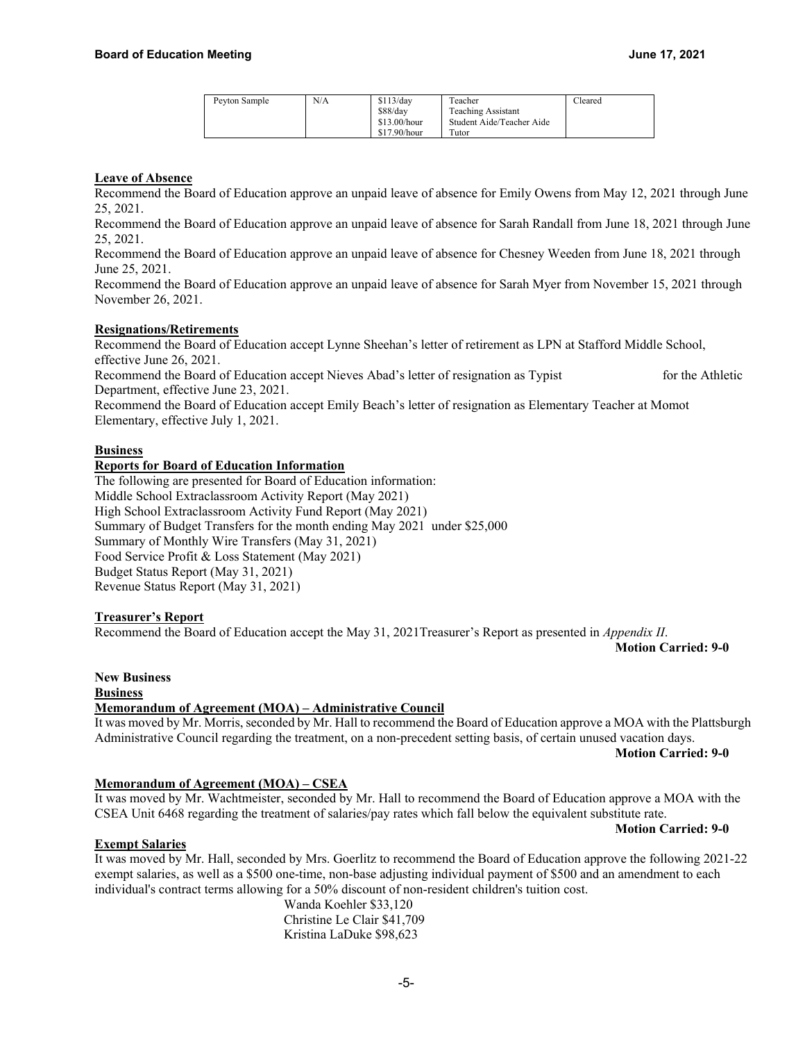| Peyton Sample | N/A | $113/day<br>$88/day<br>$13.00/hour<br>$17.90/hour | Teacher<br>Teaching Assistant<br>Student Aide/Teacher Aide<br>Tutor | Cleared |
|---|---|---|---|---|

**Leave of Absence**

Recommend the Board of Education approve an unpaid leave of absence for Emily Owens from May 12, 2021 through June 25, 2021.

Recommend the Board of Education approve an unpaid leave of absence for Sarah Randall from June 18, 2021 through June 25, 2021.

Recommend the Board of Education approve an unpaid leave of absence for Chesney Weeden from June 18, 2021 through June 25, 2021.

Recommend the Board of Education approve an unpaid leave of absence for Sarah Myer from November 15, 2021 through November 26, 2021.

**Resignations/Retirements**

Recommend the Board of Education accept Lynne Sheehan's letter of retirement as LPN at Stafford Middle School, effective June 26, 2021.

Recommend the Board of Education accept Nieves Abad's letter of resignation as Typist for the Athletic Department, effective June 23, 2021.

Recommend the Board of Education accept Emily Beach's letter of resignation as Elementary Teacher at Momot Elementary, effective July 1, 2021.

**Business**

**Reports for Board of Education Information**

The following are presented for Board of Education information:

Middle School Extraclassroom Activity Report (May 2021)
High School Extraclassroom Activity Fund Report (May 2021)
Summary of Budget Transfers for the month ending May 2021 under $25,000
Summary of Monthly Wire Transfers (May 31, 2021)
Food Service Profit & Loss Statement (May 2021)
Budget Status Report (May 31, 2021)
Revenue Status Report (May 31, 2021)

**Treasurer's Report**

Recommend the Board of Education accept the May 31, 2021Treasurer's Report as presented in *Appendix II*.

**Motion Carried: 9-0**

**New Business**

**Business**

**Memorandum of Agreement (MOA) – Administrative Council**

It was moved by Mr. Morris, seconded by Mr. Hall to recommend the Board of Education approve a MOA with the Plattsburgh Administrative Council regarding the treatment, on a non-precedent setting basis, of certain unused vacation days.

**Motion Carried: 9-0**

**Memorandum of Agreement (MOA) – CSEA**

It was moved by Mr. Wachtmeister, seconded by Mr. Hall to recommend the Board of Education approve a MOA with the CSEA Unit 6468 regarding the treatment of salaries/pay rates which fall below the equivalent substitute rate.

**Motion Carried: 9-0**

**Exempt Salaries**

It was moved by Mr. Hall, seconded by Mrs. Goerlitz to recommend the Board of Education approve the following 2021-22 exempt salaries, as well as a $500 one-time, non-base adjusting individual payment of $500 and an amendment to each individual's contract terms allowing for a 50% discount of non-resident children's tuition cost.

Wanda Koehler $33,120
Christine Le Clair $41,709
Kristina LaDuke $98,623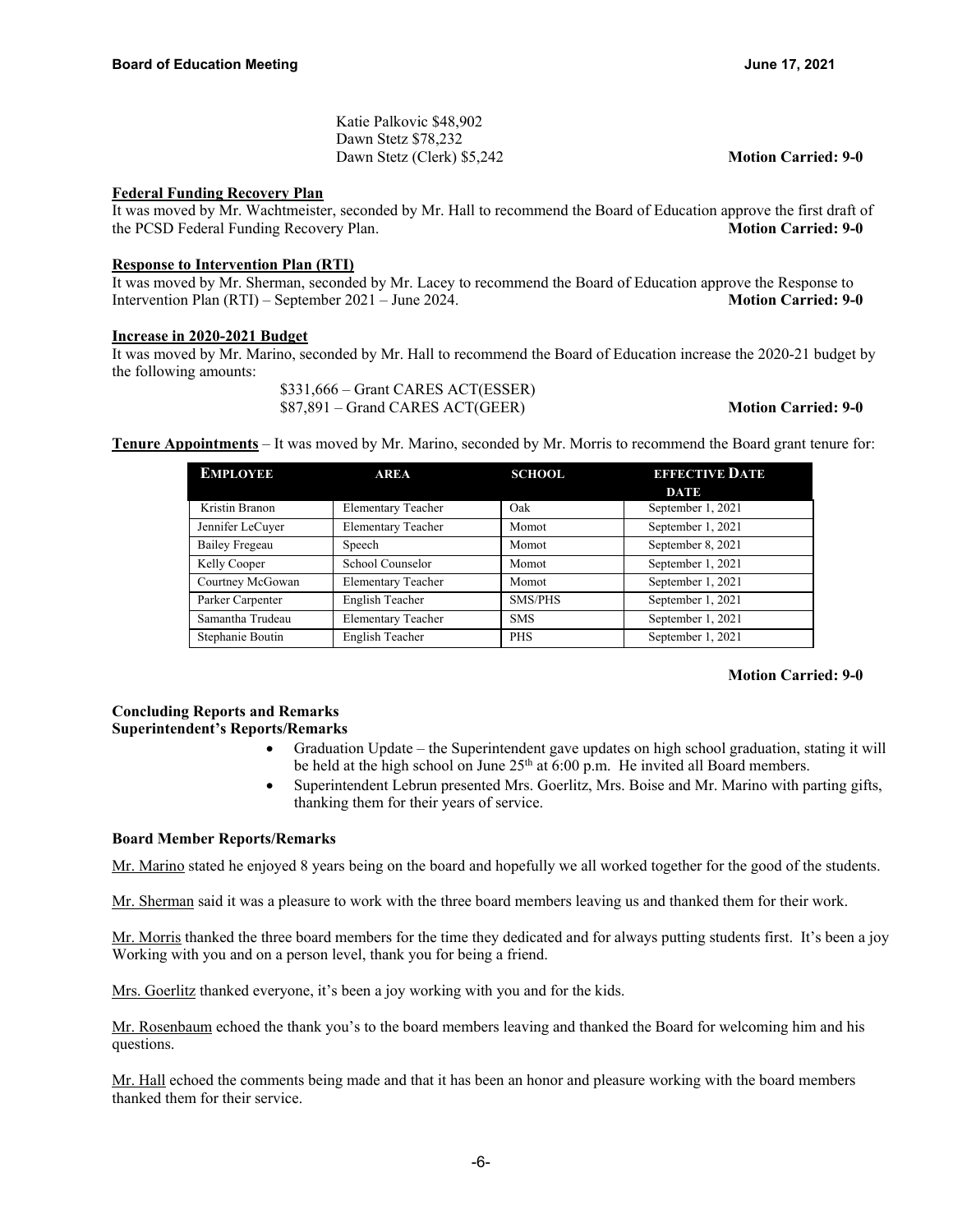Katie Palkovic $48,902
Dawn Stetz $78,232
Dawn Stetz (Clerk) $5,242 **Motion Carried: 9-0**

**Federal Funding Recovery Plan**

It was moved by Mr. Wachtmeister, seconded by Mr. Hall to recommend the Board of Education approve the first draft of the PCSD Federal Funding Recovery Plan. **Motion Carried: 9-0**

**Response to Intervention Plan (RTI)**

It was moved by Mr. Sherman, seconded by Mr. Lacey to recommend the Board of Education approve the Response to Intervention Plan (RTI) – September 2021 – June 2024. **Motion Carried: 9-0**

**Increase in 2020-2021 Budget**

It was moved by Mr. Marino, seconded by Mr. Hall to recommend the Board of Education increase the 2020-21 budget by the following amounts:

$331,666 – Grant CARES ACT(ESSER)
$87,891 – Grand CARES ACT(GEER) **Motion Carried: 9-0**

**Tenure Appointments** – It was moved by Mr. Marino, seconded by Mr. Morris to recommend the Board grant tenure for:

| EMPLOYEE | AREA | SCHOOL | EFFECTIVE DATE DATE |
|---|---|---|---|
| Kristin Branon | Elementary Teacher | Oak | September 1, 2021 |
| Jennifer LeCuyer | Elementary Teacher | Momot | September 1, 2021 |
| Bailey Fregeau | Speech | Momot | September 8, 2021 |
| Kelly Cooper | School Counselor | Momot | September 1, 2021 |
| Courtney McGowan | Elementary Teacher | Momot | September 1, 2021 |
| Parker Carpenter | English Teacher | SMS/PHS | September 1, 2021 |
| Samantha Trudeau | Elementary Teacher | SMS | September 1, 2021 |
| Stephanie Boutin | English Teacher | PHS | September 1, 2021 |

**Motion Carried: 9-0**

**Concluding Reports and Remarks**

**Superintendent's Reports/Remarks**

- Graduation Update – the Superintendent gave updates on high school graduation, stating it will be held at the high school on June 25th at 6:00 p.m. He invited all Board members.
- Superintendent Lebrun presented Mrs. Goerlitz, Mrs. Boise and Mr. Marino with parting gifts, thanking them for their years of service.

**Board Member Reports/Remarks**

Mr. Marino stated he enjoyed 8 years being on the board and hopefully we all worked together for the good of the students.

Mr. Sherman said it was a pleasure to work with the three board members leaving us and thanked them for their work.

Mr. Morris thanked the three board members for the time they dedicated and for always putting students first. It's been a joy Working with you and on a person level, thank you for being a friend.

Mrs. Goerlitz thanked everyone, it's been a joy working with you and for the kids.

Mr. Rosenbaum echoed the thank you's to the board members leaving and thanked the Board for welcoming him and his questions.

Mr. Hall echoed the comments being made and that it has been an honor and pleasure working with the board members thanked them for their service.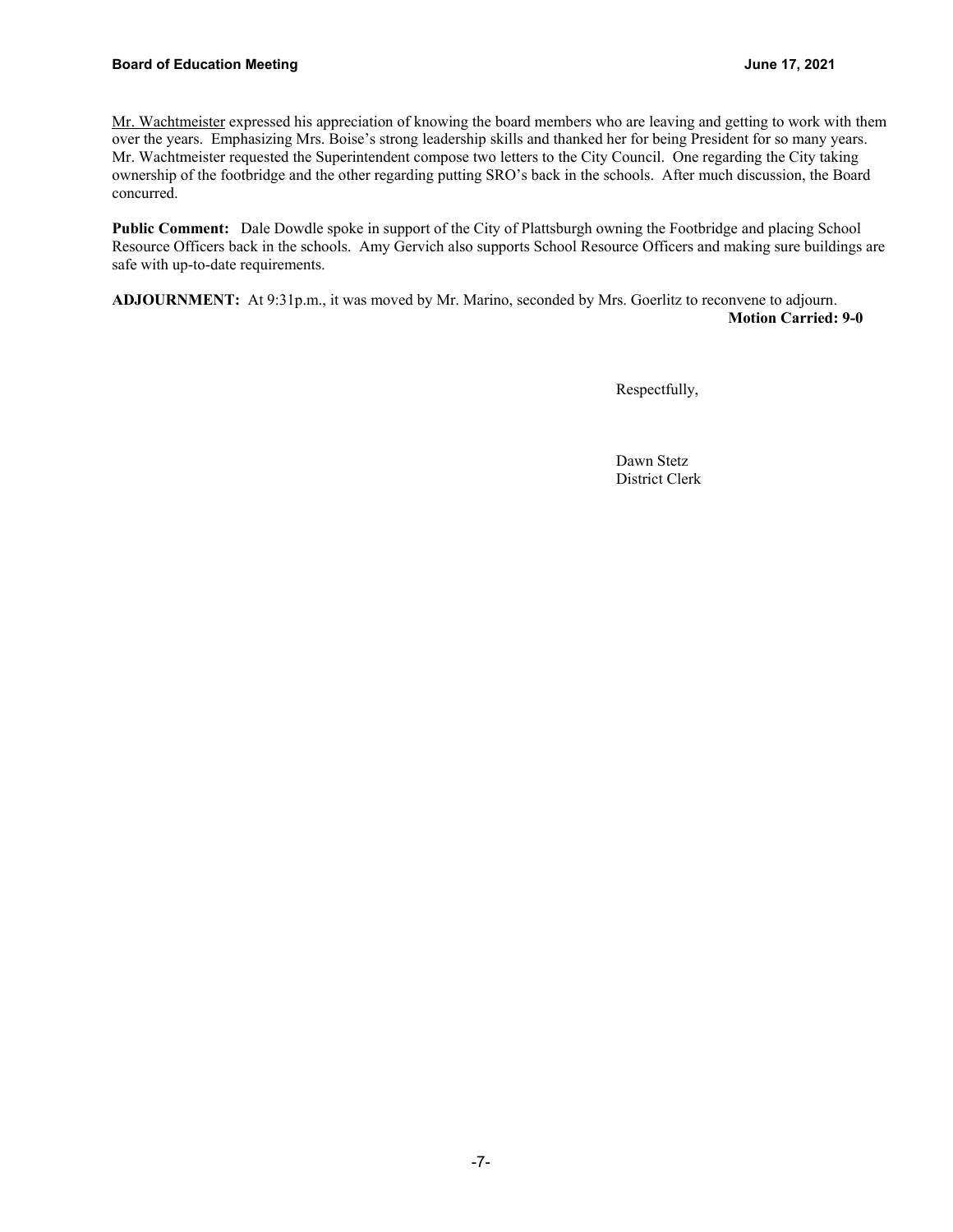Mr. Wachtmeister expressed his appreciation of knowing the board members who are leaving and getting to work with them over the years. Emphasizing Mrs. Boise's strong leadership skills and thanked her for being President for so many years. Mr. Wachtmeister requested the Superintendent compose two letters to the City Council. One regarding the City taking ownership of the footbridge and the other regarding putting SRO's back in the schools. After much discussion, the Board concurred.

**Public Comment:** Dale Dowdle spoke in support of the City of Plattsburgh owning the Footbridge and placing School Resource Officers back in the schools. Amy Gervich also supports School Resource Officers and making sure buildings are safe with up-to-date requirements.

**ADJOURNMENT:** At 9:31p.m., it was moved by Mr. Marino, seconded by Mrs. Goerlitz to reconvene to adjourn.

**Motion Carried: 9-0**

Respectfully,

Dawn Stetz
District Clerk